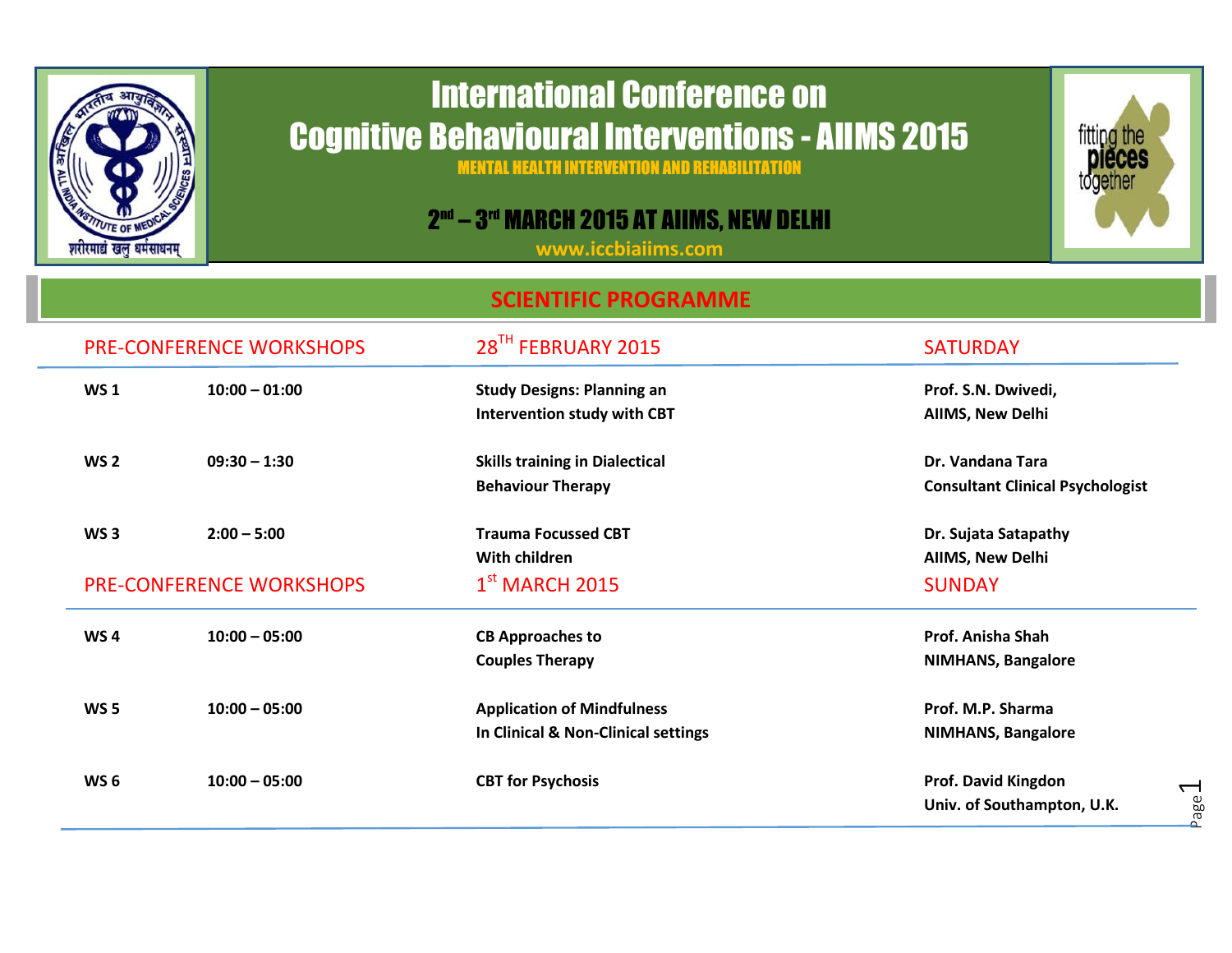# International Conference on Cognitive Behavioural Interventions - AIIMS 2015

**MENTAL HEALTH INTERVENTION AND REHABILITATION**

**2nd – 3rd MARCH 2015 AT AIIMS, NEW DELHI**

www.iccbiaiims.com

## SCIENTIFIC PROGRAMME

| PRE-CONFERENCE WORKSHOPS | | 28TH FEBRUARY 2015 | SATURDAY |
|---|---|---|---|
| **WS 1** | **10:00 – 01:00** | **Study Designs: Planning an Intervention study with CBT** | **Prof. S.N. Dwivedi, AIIMS, New Delhi** |
| **WS 2** | **09:30 – 1:30** | **Skills training in Dialectical Behaviour Therapy** | **Dr. Vandana Tara Consultant Clinical Psychologist** |
| **WS 3** | **2:00 – 5:00** | **Trauma Focussed CBT With children** | **Dr. Sujata Satapathy AIIMS, New Delhi** |

| PRE-CONFERENCE WORKSHOPS | | 1st MARCH 2015 | SUNDAY |
|---|---|---|---|
| **WS 4** | **10:00 – 05:00** | **CB Approaches to Couples Therapy** | **Prof. Anisha Shah NIMHANS, Bangalore** |
| **WS 5** | **10:00 – 05:00** | **Application of Mindfulness In Clinical & Non-Clinical settings** | **Prof. M.P. Sharma NIMHANS, Bangalore** |
| **WS 6** | **10:00 – 05:00** | **CBT for Psychosis** | **Prof. David Kingdon Univ. of Southampton, U.K.** |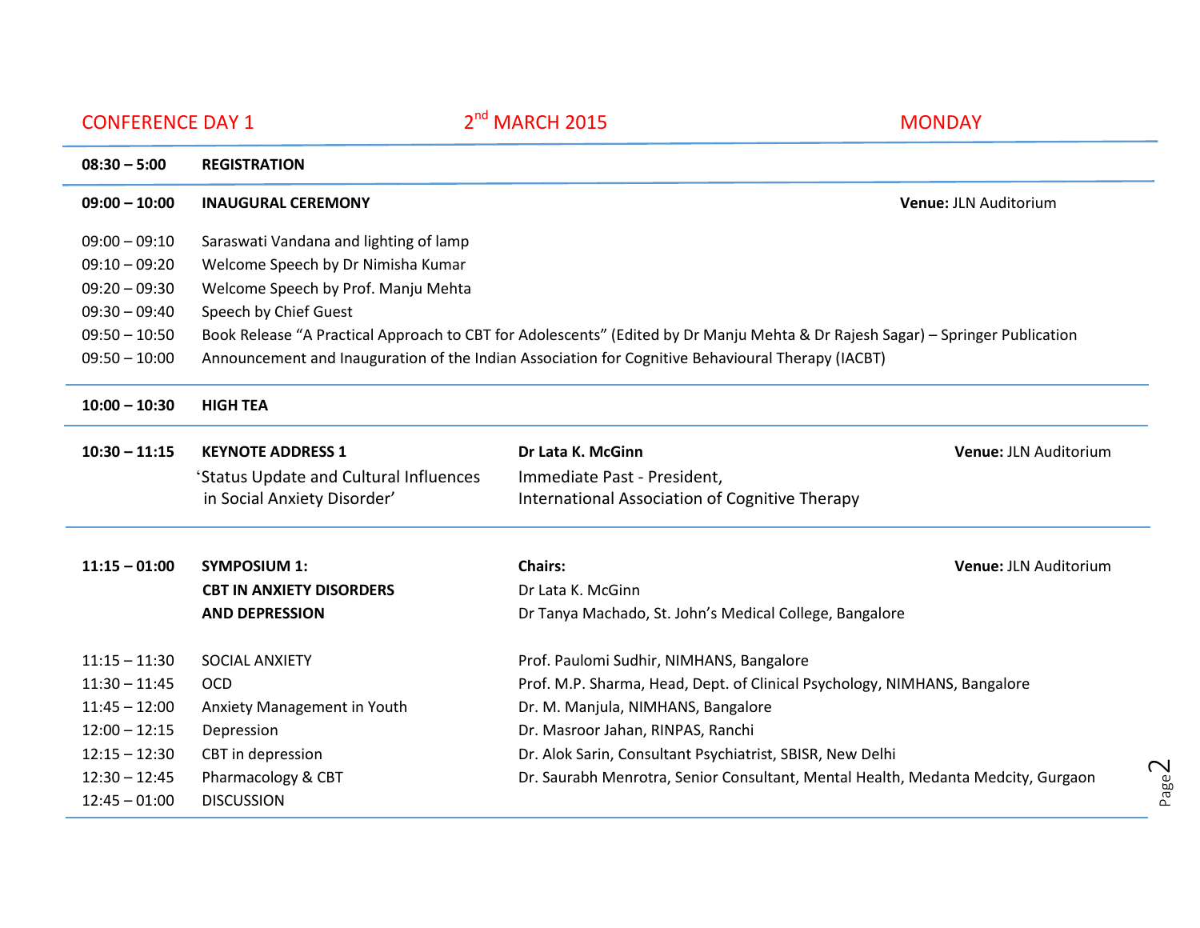## CONFERENCE DAY 1 — 2nd MARCH 2015 — MONDAY

| | | | |
|---|---|---|---|
| **08:30 – 5:00** | **REGISTRATION** | | |
| **09:00 – 10:00** | **INAUGURAL CEREMONY** | | **Venue:** JLN Auditorium |
| 09:00 – 09:10 | Saraswati Vandana and lighting of lamp | | |
| 09:10 – 09:20 | Welcome Speech by Dr Nimisha Kumar | | |
| 09:20 – 09:30 | Welcome Speech by Prof. Manju Mehta | | |
| 09:30 – 09:40 | Speech by Chief Guest | | |
| 09:50 – 10:50 | Book Release "A Practical Approach to CBT for Adolescents" (Edited by Dr Manju Mehta & Dr Rajesh Sagar) – Springer Publication | | |
| 09:50 – 10:00 | Announcement and Inauguration of the Indian Association for Cognitive Behavioural Therapy (IACBT) | | |
| **10:00 – 10:30** | **HIGH TEA** | | |
| **10:30 – 11:15** | **KEYNOTE ADDRESS 1**<br>'Status Update and Cultural Influences in Social Anxiety Disorder' | **Dr Lata K. McGinn**<br>Immediate Past - President, International Association of Cognitive Therapy | **Venue:** JLN Auditorium |
| **11:15 – 01:00** | **SYMPOSIUM 1:**<br>**CBT IN ANXIETY DISORDERS AND DEPRESSION** | **Chairs:**<br>Dr Lata K. McGinn<br>Dr Tanya Machado, St. John's Medical College, Bangalore | **Venue:** JLN Auditorium |
| 11:15 – 11:30 | SOCIAL ANXIETY | Prof. Paulomi Sudhir, NIMHANS, Bangalore | |
| 11:30 – 11:45 | OCD | Prof. M.P. Sharma, Head, Dept. of Clinical Psychology, NIMHANS, Bangalore | |
| 11:45 – 12:00 | Anxiety Management in Youth | Dr. M. Manjula, NIMHANS, Bangalore | |
| 12:00 – 12:15 | Depression | Dr. Masroor Jahan, RINPAS, Ranchi | |
| 12:15 – 12:30 | CBT in depression | Dr. Alok Sarin, Consultant Psychiatrist, SBISR, New Delhi | |
| 12:30 – 12:45 | Pharmacology & CBT | Dr. Saurabh Menrotra, Senior Consultant, Mental Health, Medanta Medcity, Gurgaon | |
| 12:45 – 01:00 | DISCUSSION | | |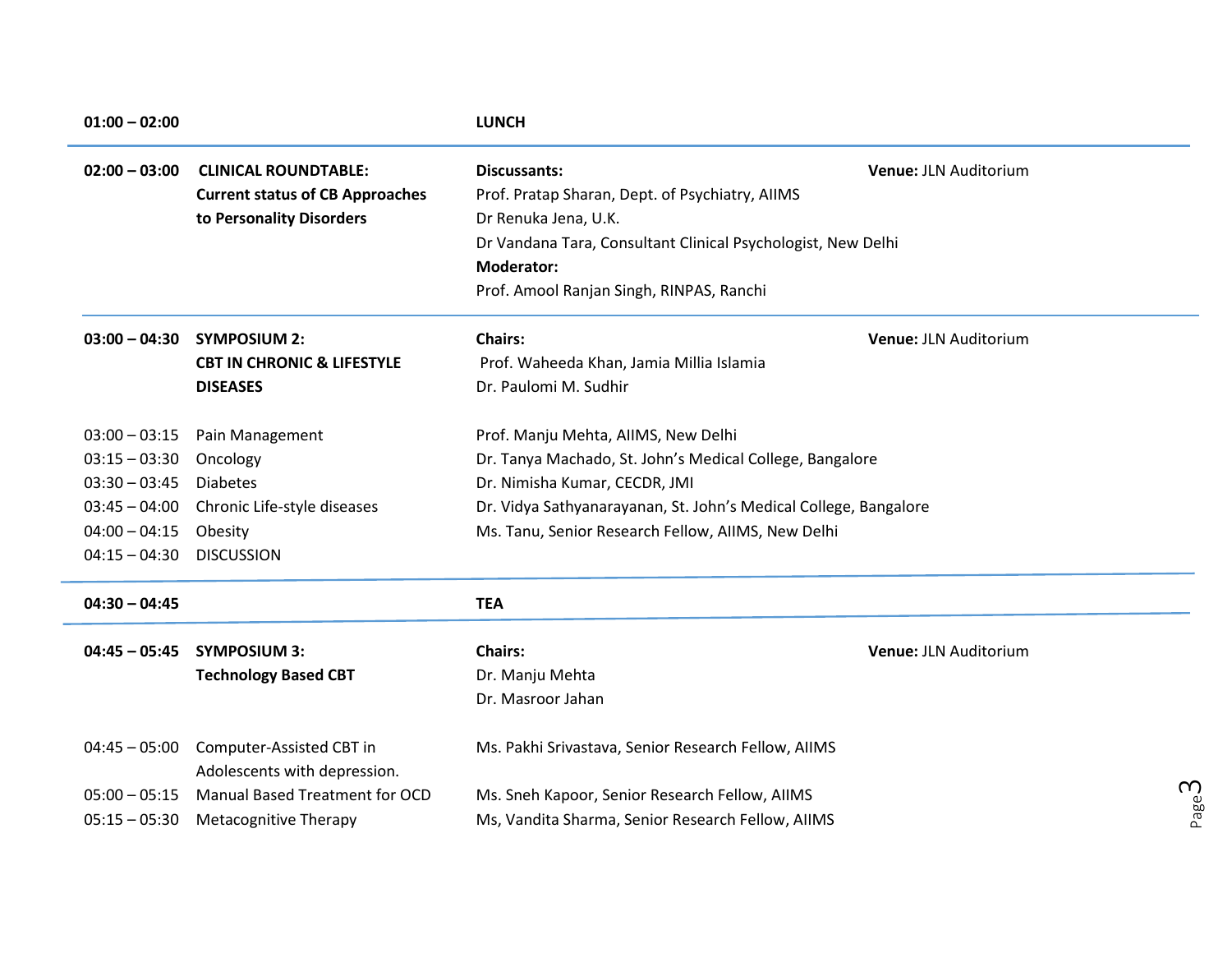| | | | |
|---|---|---|---|
| **01:00 – 02:00** | | **LUNCH** | |
| **02:00 – 03:00** | **CLINICAL ROUNDTABLE: Current status of CB Approaches to Personality Disorders** | **Discussants:**<br>Prof. Pratap Sharan, Dept. of Psychiatry, AIIMS<br>Dr Renuka Jena, U.K.<br>Dr Vandana Tara, Consultant Clinical Psychologist, New Delhi<br>**Moderator:**<br>Prof. Amool Ranjan Singh, RINPAS, Ranchi | **Venue:** JLN Auditorium |
| **03:00 – 04:30** | **SYMPOSIUM 2: CBT IN CHRONIC & LIFESTYLE DISEASES** | **Chairs:**<br>Prof. Waheeda Khan, Jamia Millia Islamia<br>Dr. Paulomi M. Sudhir | **Venue:** JLN Auditorium |
| 03:00 – 03:15 | Pain Management | Prof. Manju Mehta, AIIMS, New Delhi | |
| 03:15 – 03:30 | Oncology | Dr. Tanya Machado, St. John's Medical College, Bangalore | |
| 03:30 – 03:45 | Diabetes | Dr. Nimisha Kumar, CECDR, JMI | |
| 03:45 – 04:00 | Chronic Life-style diseases | Dr. Vidya Sathyanarayanan, St. John's Medical College, Bangalore | |
| 04:00 – 04:15 | Obesity | Ms. Tanu, Senior Research Fellow, AIIMS, New Delhi | |
| 04:15 – 04:30 | DISCUSSION | | |
| **04:30 – 04:45** | | **TEA** | |
| **04:45 – 05:45** | **SYMPOSIUM 3: Technology Based CBT** | **Chairs:**<br>Dr. Manju Mehta<br>Dr. Masroor Jahan | **Venue:** JLN Auditorium |
| 04:45 – 05:00 | Computer-Assisted CBT in Adolescents with depression. | Ms. Pakhi Srivastava, Senior Research Fellow, AIIMS | |
| 05:00 – 05:15 | Manual Based Treatment for OCD | Ms. Sneh Kapoor, Senior Research Fellow, AIIMS | |
| 05:15 – 05:30 | Metacognitive Therapy | Ms, Vandita Sharma, Senior Research Fellow, AIIMS | |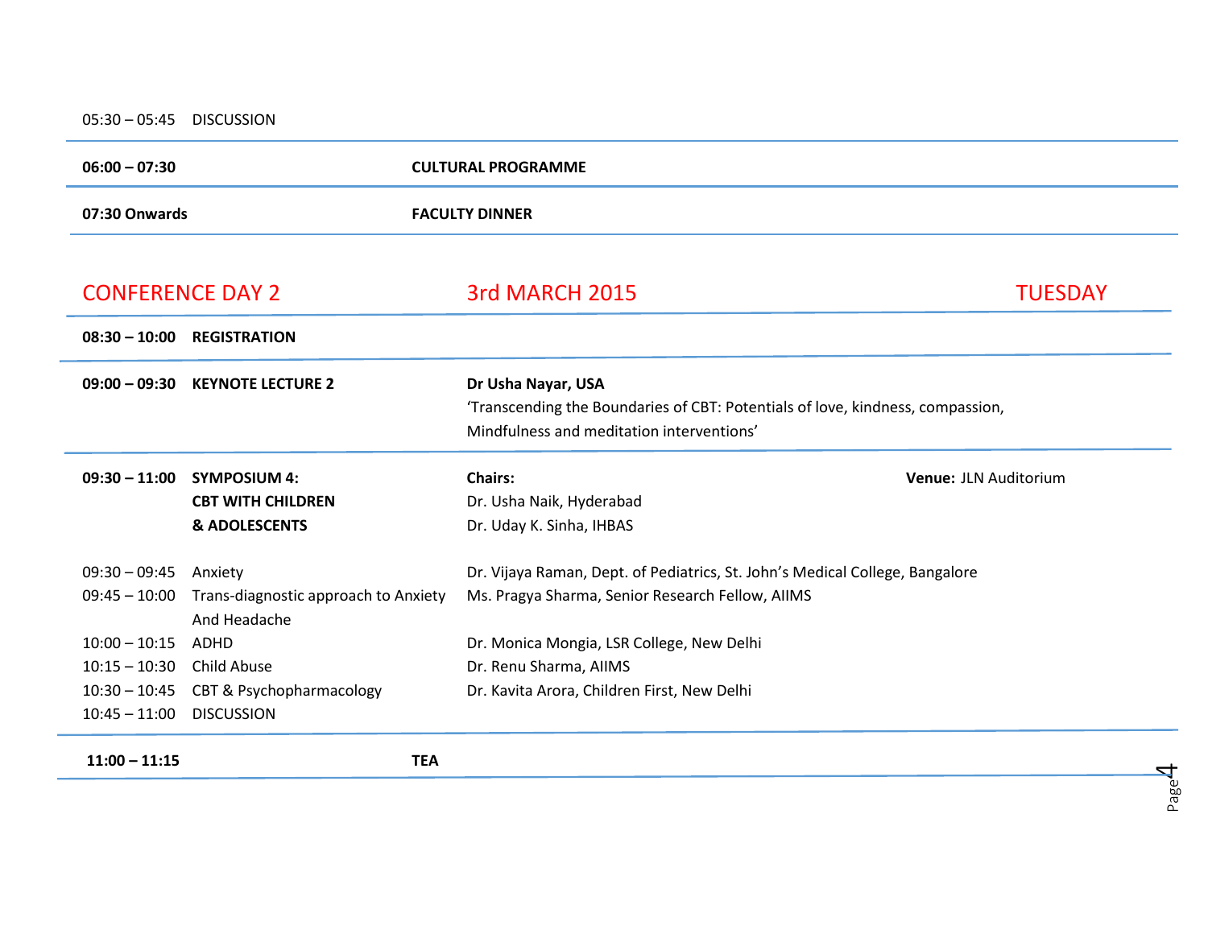05:30 – 05:45 DISCUSSION

| | |
|---|---|
| **06:00 – 07:30** | **CULTURAL PROGRAMME** |
| **07:30 Onwards** | **FACULTY DINNER** |

## CONFERENCE DAY 2 — 3rd MARCH 2015 — TUESDAY

| | | | |
|---|---|---|---|
| **08:30 – 10:00** | **REGISTRATION** | | |
| **09:00 – 09:30** | **KEYNOTE LECTURE 2** | **Dr Usha Nayar, USA**<br>'Transcending the Boundaries of CBT: Potentials of love, kindness, compassion, Mindfulness and meditation interventions' | |
| **09:30 – 11:00** | **SYMPOSIUM 4: CBT WITH CHILDREN & ADOLESCENTS** | **Chairs:**<br>Dr. Usha Naik, Hyderabad<br>Dr. Uday K. Sinha, IHBAS | **Venue:** JLN Auditorium |
| 09:30 – 09:45 | Anxiety | Dr. Vijaya Raman, Dept. of Pediatrics, St. John's Medical College, Bangalore | |
| 09:45 – 10:00 | Trans-diagnostic approach to Anxiety And Headache | Ms. Pragya Sharma, Senior Research Fellow, AIIMS | |
| 10:00 – 10:15 | ADHD | Dr. Monica Mongia, LSR College, New Delhi | |
| 10:15 – 10:30 | Child Abuse | Dr. Renu Sharma, AIIMS | |
| 10:30 – 10:45 | CBT & Psychopharmacology | Dr. Kavita Arora, Children First, New Delhi | |
| 10:45 – 11:00 | DISCUSSION | | |
| **11:00 – 11:15** | **TEA** | | |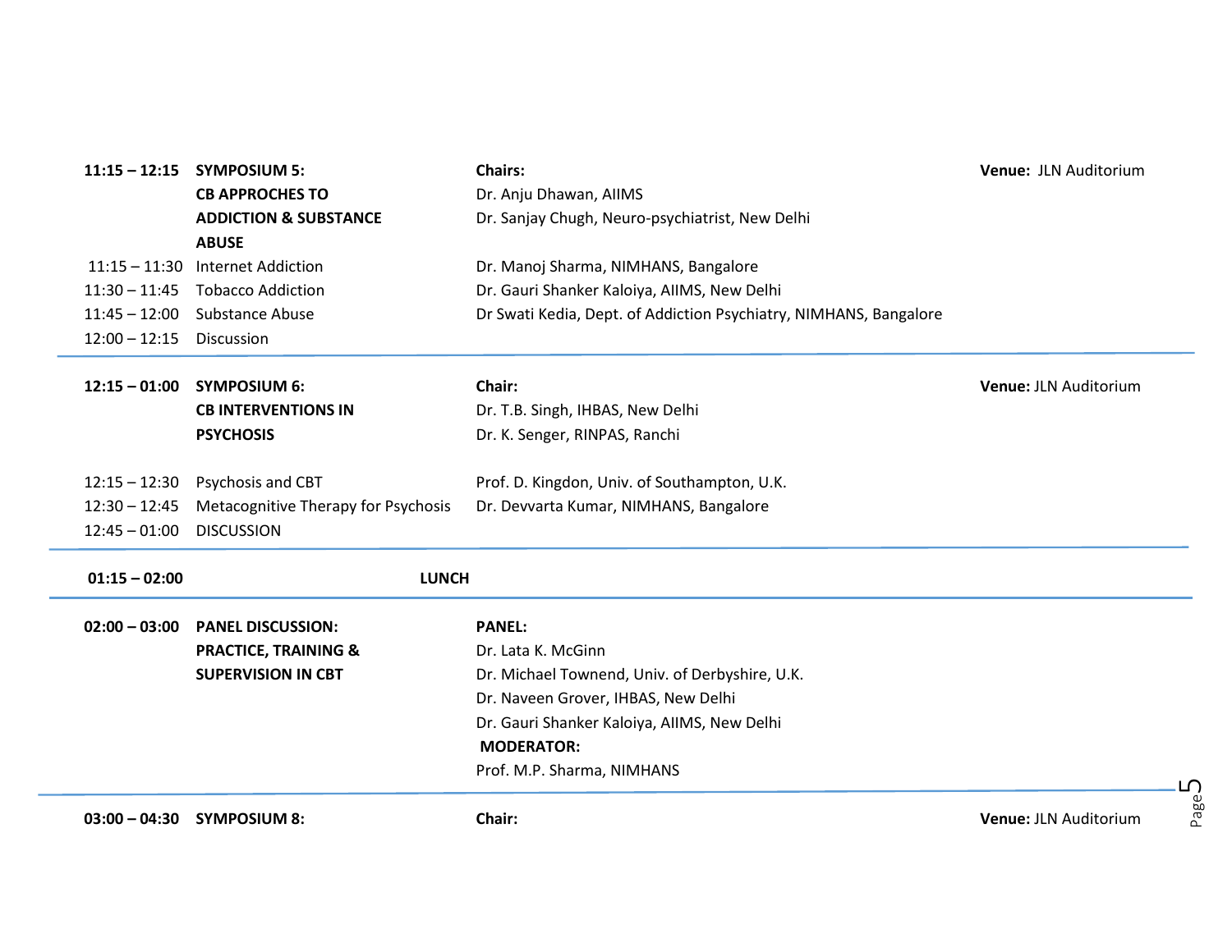| | | | |
|---|---|---|---|
| **11:15 – 12:15** | **SYMPOSIUM 5: CB APPROCHES TO ADDICTION & SUBSTANCE ABUSE** | **Chairs:** Dr. Anju Dhawan, AIIMS; Dr. Sanjay Chugh, Neuro-psychiatrist, New Delhi | **Venue:** JLN Auditorium |
| 11:15 – 11:30 | Internet Addiction | Dr. Manoj Sharma, NIMHANS, Bangalore | |
| 11:30 – 11:45 | Tobacco Addiction | Dr. Gauri Shanker Kaloiya, AIIMS, New Delhi | |
| 11:45 – 12:00 | Substance Abuse | Dr Swati Kedia, Dept. of Addiction Psychiatry, NIMHANS, Bangalore | |
| 12:00 – 12:15 | Discussion | | |

| | | | |
|---|---|---|---|
| **12:15 – 01:00** | **SYMPOSIUM 6: CB INTERVENTIONS IN PSYCHOSIS** | **Chair:** Dr. T.B. Singh, IHBAS, New Delhi; Dr. K. Senger, RINPAS, Ranchi | **Venue:** JLN Auditorium |
| 12:15 – 12:30 | Psychosis and CBT | Prof. D. Kingdon, Univ. of Southampton, U.K. | |
| 12:30 – 12:45 | Metacognitive Therapy for Psychosis | Dr. Devvarta Kumar, NIMHANS, Bangalore | |
| 12:45 – 01:00 | DISCUSSION | | |

| | |
|---|---|
| **01:15 – 02:00** | **LUNCH** |

| | | |
|---|---|---|
| **02:00 – 03:00** | **PANEL DISCUSSION: PRACTICE, TRAINING & SUPERVISION IN CBT** | **PANEL:** Dr. Lata K. McGinn; Dr. Michael Townend, Univ. of Derbyshire, U.K.; Dr. Naveen Grover, IHBAS, New Delhi; Dr. Gauri Shanker Kaloiya, AIIMS, New Delhi; **MODERATOR:** Prof. M.P. Sharma, NIMHANS |

| | | | |
|---|---|---|---|
| **03:00 – 04:30** | **SYMPOSIUM 8:** | **Chair:** | **Venue:** JLN Auditorium |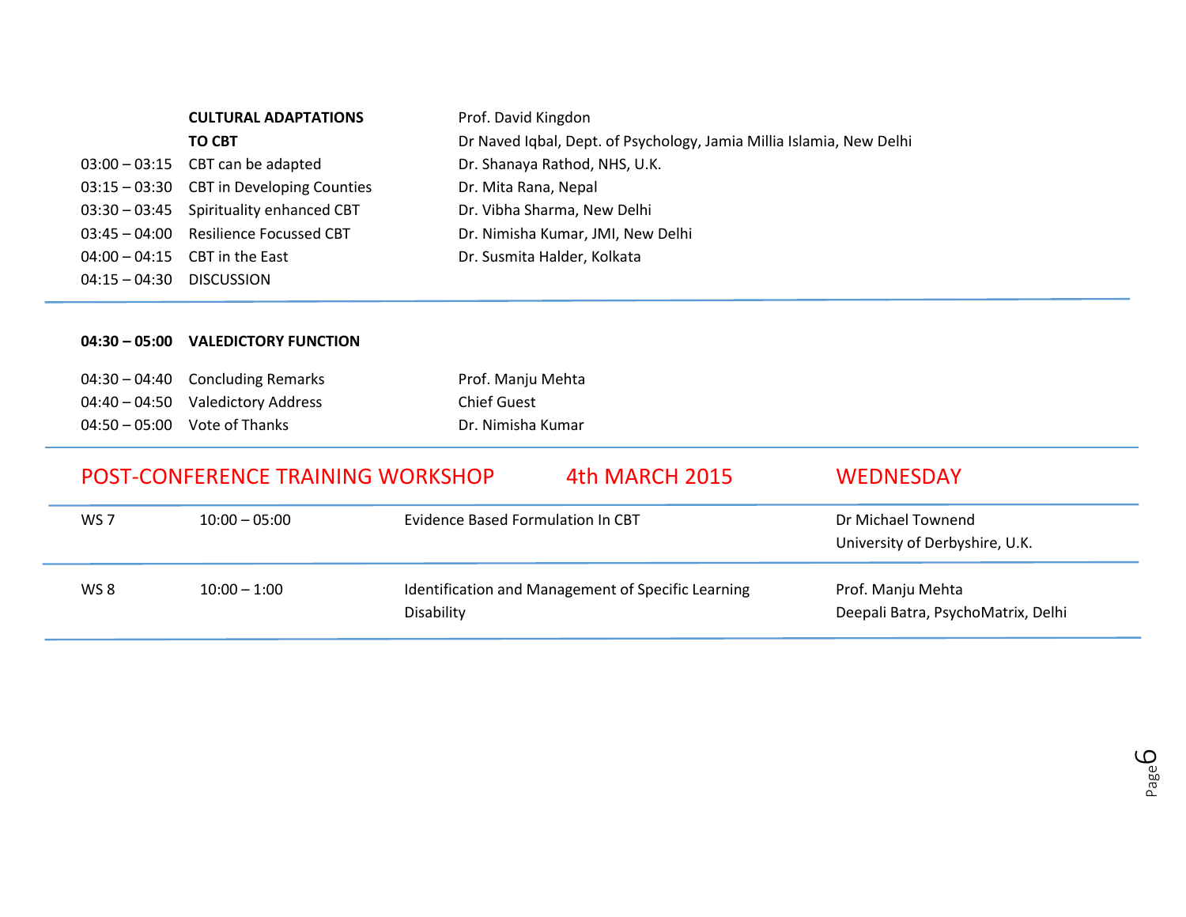| | | |
|---|---|---|
| | **CULTURAL ADAPTATIONS TO CBT** | Prof. David Kingdon<br>Dr Naved Iqbal, Dept. of Psychology, Jamia Millia Islamia, New Delhi |
| 03:00 – 03:15 | CBT can be adapted | Dr. Shanaya Rathod, NHS, U.K. |
| 03:15 – 03:30 | CBT in Developing Counties | Dr. Mita Rana, Nepal |
| 03:30 – 03:45 | Spirituality enhanced CBT | Dr. Vibha Sharma, New Delhi |
| 03:45 – 04:00 | Resilience Focussed CBT | Dr. Nimisha Kumar, JMI, New Delhi |
| 04:00 – 04:15 | CBT in the East | Dr. Susmita Halder, Kolkata |
| 04:15 – 04:30 | DISCUSSION | |

**04:30 – 05:00 VALEDICTORY FUNCTION**

| | | |
|---|---|---|
| 04:30 – 04:40 | Concluding Remarks | Prof. Manju Mehta |
| 04:40 – 04:50 | Valedictory Address | Chief Guest |
| 04:50 – 05:00 | Vote of Thanks | Dr. Nimisha Kumar |

## POST-CONFERENCE TRAINING WORKSHOP 4th MARCH 2015 WEDNESDAY

| | | | |
|---|---|---|---|
| WS 7 | 10:00 – 05:00 | Evidence Based Formulation In CBT | Dr Michael Townend<br>University of Derbyshire, U.K. |
| WS 8 | 10:00 – 1:00 | Identification and Management of Specific Learning Disability | Prof. Manju Mehta<br>Deepali Batra, PsychoMatrix, Delhi |